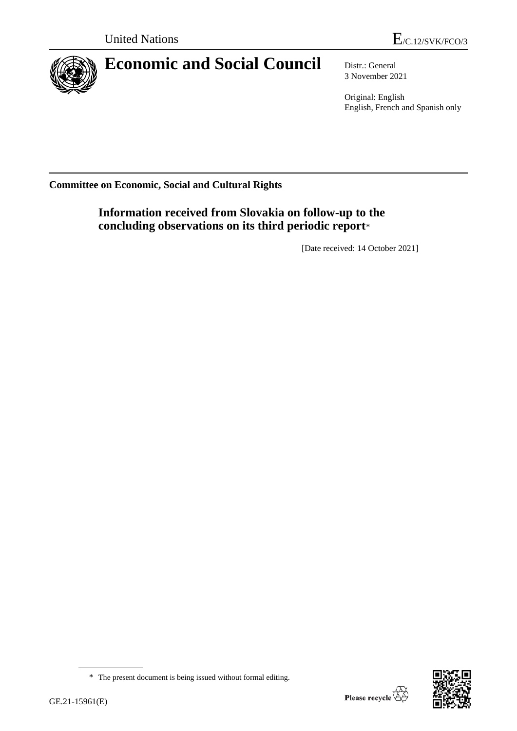United Nations

E/C.12/SVK/FCO/3

# Economic and Social Council

Distr.: General
3 November 2021

Original: English
English, French and Spanish only

**Committee on Economic, Social and Cultural Rights**

## Information received from Slovakia on follow-up to the concluding observations on its third periodic report*

[Date received: 14 October 2021]

\* The present document is being issued without formal editing.

GE.21-15961(E)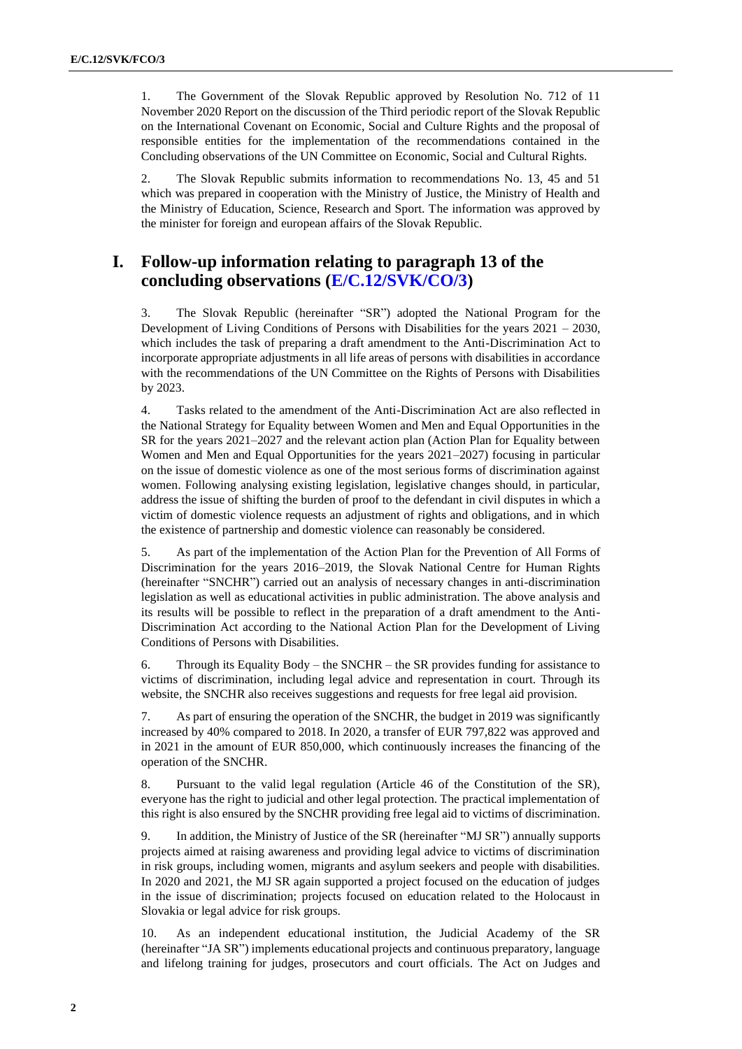1. The Government of the Slovak Republic approved by Resolution No. 712 of 11 November 2020 Report on the discussion of the Third periodic report of the Slovak Republic on the International Covenant on Economic, Social and Culture Rights and the proposal of responsible entities for the implementation of the recommendations contained in the Concluding observations of the UN Committee on Economic, Social and Cultural Rights.

2. The Slovak Republic submits information to recommendations No. 13, 45 and 51 which was prepared in cooperation with the Ministry of Justice, the Ministry of Health and the Ministry of Education, Science, Research and Sport. The information was approved by the minister for foreign and european affairs of the Slovak Republic.

# I. Follow-up information relating to paragraph 13 of the concluding observations (E/C.12/SVK/CO/3)

3. The Slovak Republic (hereinafter "SR") adopted the National Program for the Development of Living Conditions of Persons with Disabilities for the years 2021 – 2030, which includes the task of preparing a draft amendment to the Anti-Discrimination Act to incorporate appropriate adjustments in all life areas of persons with disabilities in accordance with the recommendations of the UN Committee on the Rights of Persons with Disabilities by 2023.

4. Tasks related to the amendment of the Anti-Discrimination Act are also reflected in the National Strategy for Equality between Women and Men and Equal Opportunities in the SR for the years 2021–2027 and the relevant action plan (Action Plan for Equality between Women and Men and Equal Opportunities for the years 2021–2027) focusing in particular on the issue of domestic violence as one of the most serious forms of discrimination against women. Following analysing existing legislation, legislative changes should, in particular, address the issue of shifting the burden of proof to the defendant in civil disputes in which a victim of domestic violence requests an adjustment of rights and obligations, and in which the existence of partnership and domestic violence can reasonably be considered.

5. As part of the implementation of the Action Plan for the Prevention of All Forms of Discrimination for the years 2016–2019, the Slovak National Centre for Human Rights (hereinafter "SNCHR") carried out an analysis of necessary changes in anti-discrimination legislation as well as educational activities in public administration. The above analysis and its results will be possible to reflect in the preparation of a draft amendment to the Anti-Discrimination Act according to the National Action Plan for the Development of Living Conditions of Persons with Disabilities.

6. Through its Equality Body – the SNCHR – the SR provides funding for assistance to victims of discrimination, including legal advice and representation in court. Through its website, the SNCHR also receives suggestions and requests for free legal aid provision.

7. As part of ensuring the operation of the SNCHR, the budget in 2019 was significantly increased by 40% compared to 2018. In 2020, a transfer of EUR 797,822 was approved and in 2021 in the amount of EUR 850,000, which continuously increases the financing of the operation of the SNCHR.

8. Pursuant to the valid legal regulation (Article 46 of the Constitution of the SR), everyone has the right to judicial and other legal protection. The practical implementation of this right is also ensured by the SNCHR providing free legal aid to victims of discrimination.

9. In addition, the Ministry of Justice of the SR (hereinafter "MJ SR") annually supports projects aimed at raising awareness and providing legal advice to victims of discrimination in risk groups, including women, migrants and asylum seekers and people with disabilities. In 2020 and 2021, the MJ SR again supported a project focused on the education of judges in the issue of discrimination; projects focused on education related to the Holocaust in Slovakia or legal advice for risk groups.

10. As an independent educational institution, the Judicial Academy of the SR (hereinafter "JA SR") implements educational projects and continuous preparatory, language and lifelong training for judges, prosecutors and court officials. The Act on Judges and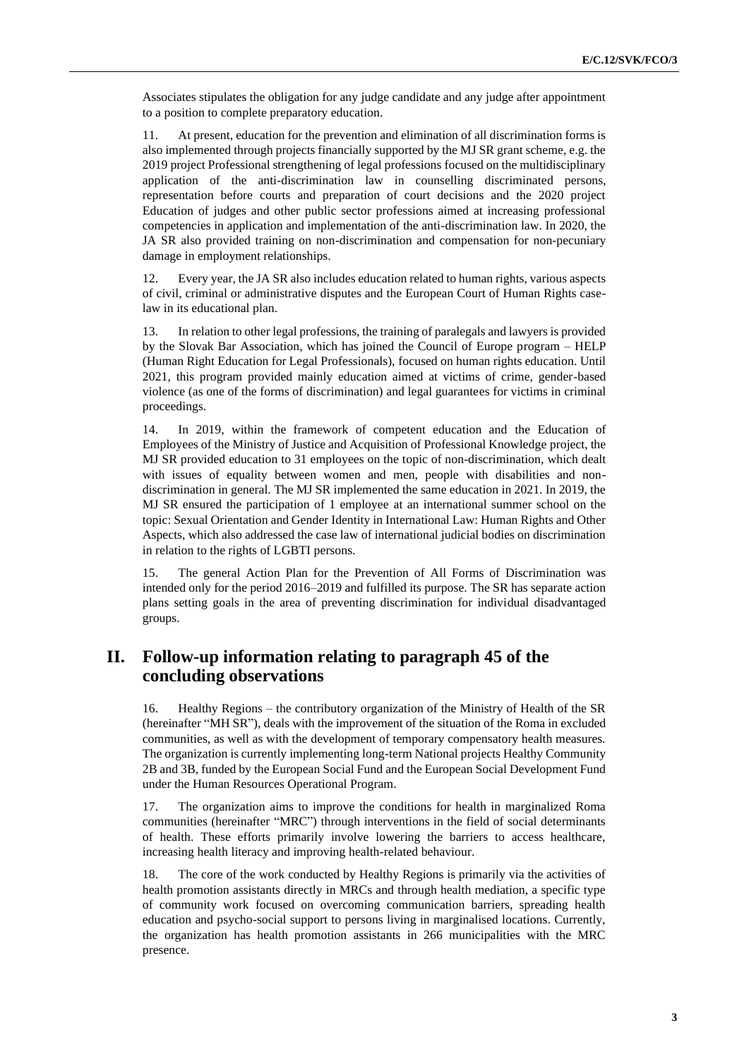Associates stipulates the obligation for any judge candidate and any judge after appointment to a position to complete preparatory education.

11. At present, education for the prevention and elimination of all discrimination forms is also implemented through projects financially supported by the MJ SR grant scheme, e.g. the 2019 project Professional strengthening of legal professions focused on the multidisciplinary application of the anti-discrimination law in counselling discriminated persons, representation before courts and preparation of court decisions and the 2020 project Education of judges and other public sector professions aimed at increasing professional competencies in application and implementation of the anti-discrimination law. In 2020, the JA SR also provided training on non-discrimination and compensation for non-pecuniary damage in employment relationships.

12. Every year, the JA SR also includes education related to human rights, various aspects of civil, criminal or administrative disputes and the European Court of Human Rights case-law in its educational plan.

13. In relation to other legal professions, the training of paralegals and lawyers is provided by the Slovak Bar Association, which has joined the Council of Europe program – HELP (Human Right Education for Legal Professionals), focused on human rights education. Until 2021, this program provided mainly education aimed at victims of crime, gender-based violence (as one of the forms of discrimination) and legal guarantees for victims in criminal proceedings.

14. In 2019, within the framework of competent education and the Education of Employees of the Ministry of Justice and Acquisition of Professional Knowledge project, the MJ SR provided education to 31 employees on the topic of non-discrimination, which dealt with issues of equality between women and men, people with disabilities and non-discrimination in general. The MJ SR implemented the same education in 2021. In 2019, the MJ SR ensured the participation of 1 employee at an international summer school on the topic: Sexual Orientation and Gender Identity in International Law: Human Rights and Other Aspects, which also addressed the case law of international judicial bodies on discrimination in relation to the rights of LGBTI persons.

15. The general Action Plan for the Prevention of All Forms of Discrimination was intended only for the period 2016–2019 and fulfilled its purpose. The SR has separate action plans setting goals in the area of preventing discrimination for individual disadvantaged groups.

## II. Follow-up information relating to paragraph 45 of the concluding observations

16. Healthy Regions – the contributory organization of the Ministry of Health of the SR (hereinafter "MH SR"), deals with the improvement of the situation of the Roma in excluded communities, as well as with the development of temporary compensatory health measures. The organization is currently implementing long-term National projects Healthy Community 2B and 3B, funded by the European Social Fund and the European Social Development Fund under the Human Resources Operational Program.

17. The organization aims to improve the conditions for health in marginalized Roma communities (hereinafter "MRC") through interventions in the field of social determinants of health. These efforts primarily involve lowering the barriers to access healthcare, increasing health literacy and improving health-related behaviour.

18. The core of the work conducted by Healthy Regions is primarily via the activities of health promotion assistants directly in MRCs and through health mediation, a specific type of community work focused on overcoming communication barriers, spreading health education and psycho-social support to persons living in marginalised locations. Currently, the organization has health promotion assistants in 266 municipalities with the MRC presence.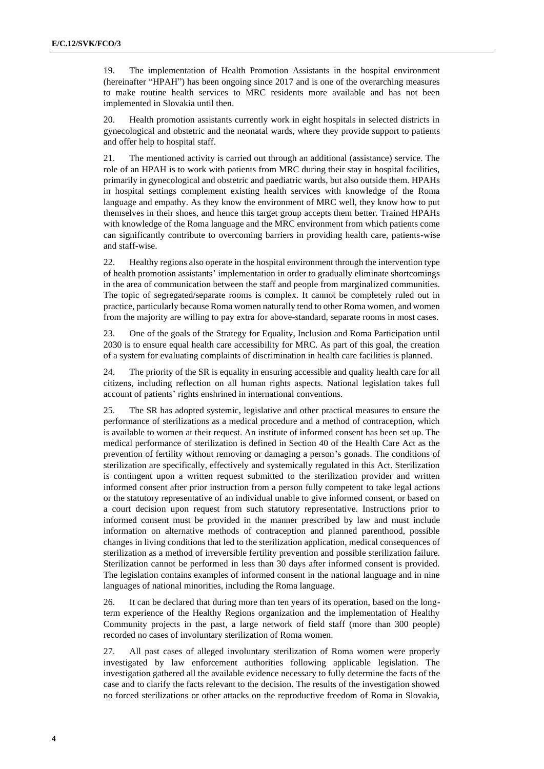19. The implementation of Health Promotion Assistants in the hospital environment (hereinafter "HPAH") has been ongoing since 2017 and is one of the overarching measures to make routine health services to MRC residents more available and has not been implemented in Slovakia until then.

20. Health promotion assistants currently work in eight hospitals in selected districts in gynecological and obstetric and the neonatal wards, where they provide support to patients and offer help to hospital staff.

21. The mentioned activity is carried out through an additional (assistance) service. The role of an HPAH is to work with patients from MRC during their stay in hospital facilities, primarily in gynecological and obstetric and paediatric wards, but also outside them. HPAHs in hospital settings complement existing health services with knowledge of the Roma language and empathy. As they know the environment of MRC well, they know how to put themselves in their shoes, and hence this target group accepts them better. Trained HPAHs with knowledge of the Roma language and the MRC environment from which patients come can significantly contribute to overcoming barriers in providing health care, patients-wise and staff-wise.

22. Healthy regions also operate in the hospital environment through the intervention type of health promotion assistants' implementation in order to gradually eliminate shortcomings in the area of communication between the staff and people from marginalized communities. The topic of segregated/separate rooms is complex. It cannot be completely ruled out in practice, particularly because Roma women naturally tend to other Roma women, and women from the majority are willing to pay extra for above-standard, separate rooms in most cases.

23. One of the goals of the Strategy for Equality, Inclusion and Roma Participation until 2030 is to ensure equal health care accessibility for MRC. As part of this goal, the creation of a system for evaluating complaints of discrimination in health care facilities is planned.

24. The priority of the SR is equality in ensuring accessible and quality health care for all citizens, including reflection on all human rights aspects. National legislation takes full account of patients' rights enshrined in international conventions.

25. The SR has adopted systemic, legislative and other practical measures to ensure the performance of sterilizations as a medical procedure and a method of contraception, which is available to women at their request. An institute of informed consent has been set up. The medical performance of sterilization is defined in Section 40 of the Health Care Act as the prevention of fertility without removing or damaging a person's gonads. The conditions of sterilization are specifically, effectively and systemically regulated in this Act. Sterilization is contingent upon a written request submitted to the sterilization provider and written informed consent after prior instruction from a person fully competent to take legal actions or the statutory representative of an individual unable to give informed consent, or based on a court decision upon request from such statutory representative. Instructions prior to informed consent must be provided in the manner prescribed by law and must include information on alternative methods of contraception and planned parenthood, possible changes in living conditions that led to the sterilization application, medical consequences of sterilization as a method of irreversible fertility prevention and possible sterilization failure. Sterilization cannot be performed in less than 30 days after informed consent is provided. The legislation contains examples of informed consent in the national language and in nine languages of national minorities, including the Roma language.

26. It can be declared that during more than ten years of its operation, based on the long-term experience of the Healthy Regions organization and the implementation of Healthy Community projects in the past, a large network of field staff (more than 300 people) recorded no cases of involuntary sterilization of Roma women.

27. All past cases of alleged involuntary sterilization of Roma women were properly investigated by law enforcement authorities following applicable legislation. The investigation gathered all the available evidence necessary to fully determine the facts of the case and to clarify the facts relevant to the decision. The results of the investigation showed no forced sterilizations or other attacks on the reproductive freedom of Roma in Slovakia,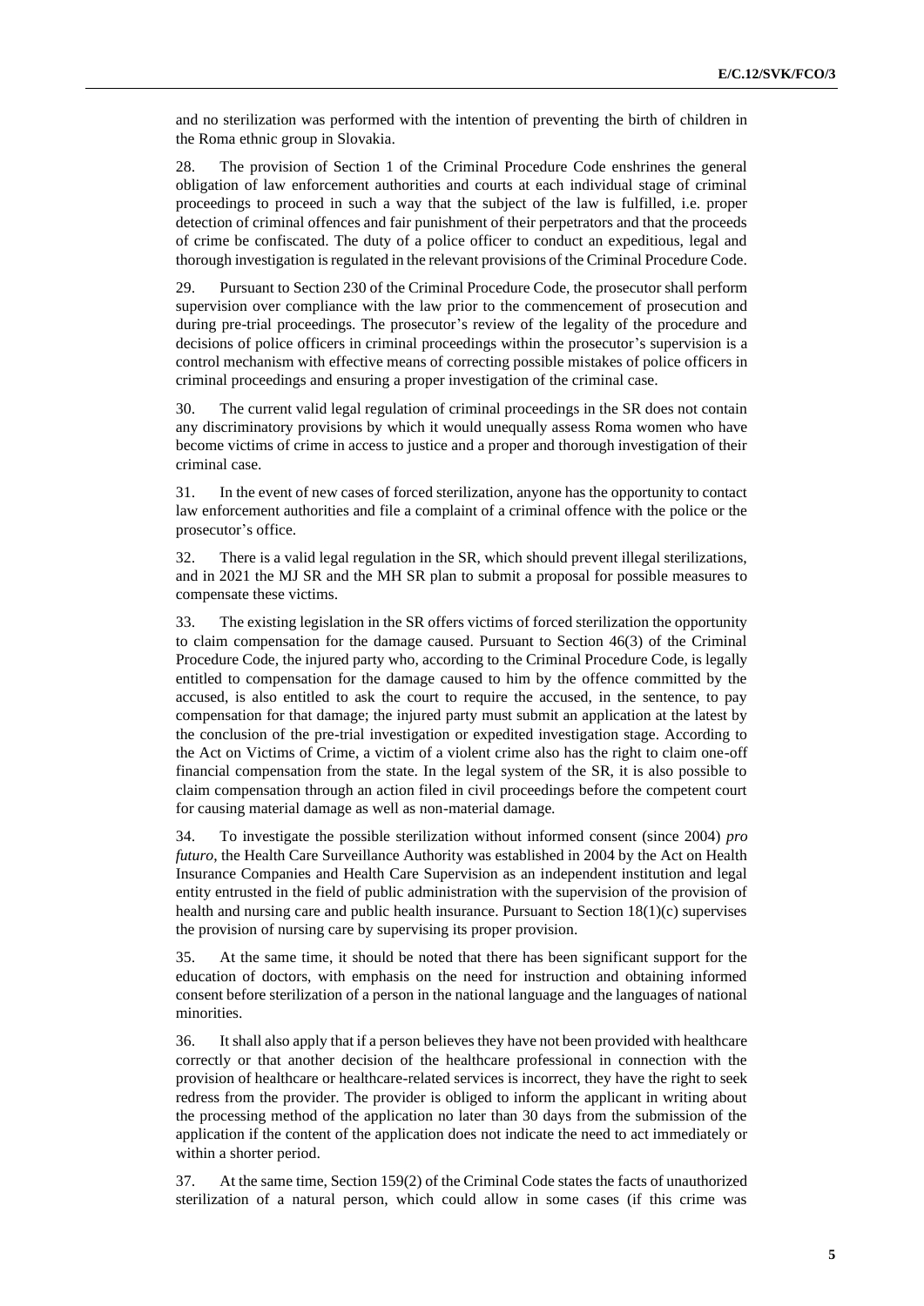and no sterilization was performed with the intention of preventing the birth of children in the Roma ethnic group in Slovakia.

28. The provision of Section 1 of the Criminal Procedure Code enshrines the general obligation of law enforcement authorities and courts at each individual stage of criminal proceedings to proceed in such a way that the subject of the law is fulfilled, i.e. proper detection of criminal offences and fair punishment of their perpetrators and that the proceeds of crime be confiscated. The duty of a police officer to conduct an expeditious, legal and thorough investigation is regulated in the relevant provisions of the Criminal Procedure Code.

29. Pursuant to Section 230 of the Criminal Procedure Code, the prosecutor shall perform supervision over compliance with the law prior to the commencement of prosecution and during pre-trial proceedings. The prosecutor's review of the legality of the procedure and decisions of police officers in criminal proceedings within the prosecutor's supervision is a control mechanism with effective means of correcting possible mistakes of police officers in criminal proceedings and ensuring a proper investigation of the criminal case.

30. The current valid legal regulation of criminal proceedings in the SR does not contain any discriminatory provisions by which it would unequally assess Roma women who have become victims of crime in access to justice and a proper and thorough investigation of their criminal case.

31. In the event of new cases of forced sterilization, anyone has the opportunity to contact law enforcement authorities and file a complaint of a criminal offence with the police or the prosecutor's office.

32. There is a valid legal regulation in the SR, which should prevent illegal sterilizations, and in 2021 the MJ SR and the MH SR plan to submit a proposal for possible measures to compensate these victims.

33. The existing legislation in the SR offers victims of forced sterilization the opportunity to claim compensation for the damage caused. Pursuant to Section 46(3) of the Criminal Procedure Code, the injured party who, according to the Criminal Procedure Code, is legally entitled to compensation for the damage caused to him by the offence committed by the accused, is also entitled to ask the court to require the accused, in the sentence, to pay compensation for that damage; the injured party must submit an application at the latest by the conclusion of the pre-trial investigation or expedited investigation stage. According to the Act on Victims of Crime, a victim of a violent crime also has the right to claim one-off financial compensation from the state. In the legal system of the SR, it is also possible to claim compensation through an action filed in civil proceedings before the competent court for causing material damage as well as non-material damage.

34. To investigate the possible sterilization without informed consent (since 2004) *pro futuro*, the Health Care Surveillance Authority was established in 2004 by the Act on Health Insurance Companies and Health Care Supervision as an independent institution and legal entity entrusted in the field of public administration with the supervision of the provision of health and nursing care and public health insurance. Pursuant to Section 18(1)(c) supervises the provision of nursing care by supervising its proper provision.

35. At the same time, it should be noted that there has been significant support for the education of doctors, with emphasis on the need for instruction and obtaining informed consent before sterilization of a person in the national language and the languages of national minorities.

36. It shall also apply that if a person believes they have not been provided with healthcare correctly or that another decision of the healthcare professional in connection with the provision of healthcare or healthcare-related services is incorrect, they have the right to seek redress from the provider. The provider is obliged to inform the applicant in writing about the processing method of the application no later than 30 days from the submission of the application if the content of the application does not indicate the need to act immediately or within a shorter period.

37. At the same time, Section 159(2) of the Criminal Code states the facts of unauthorized sterilization of a natural person, which could allow in some cases (if this crime was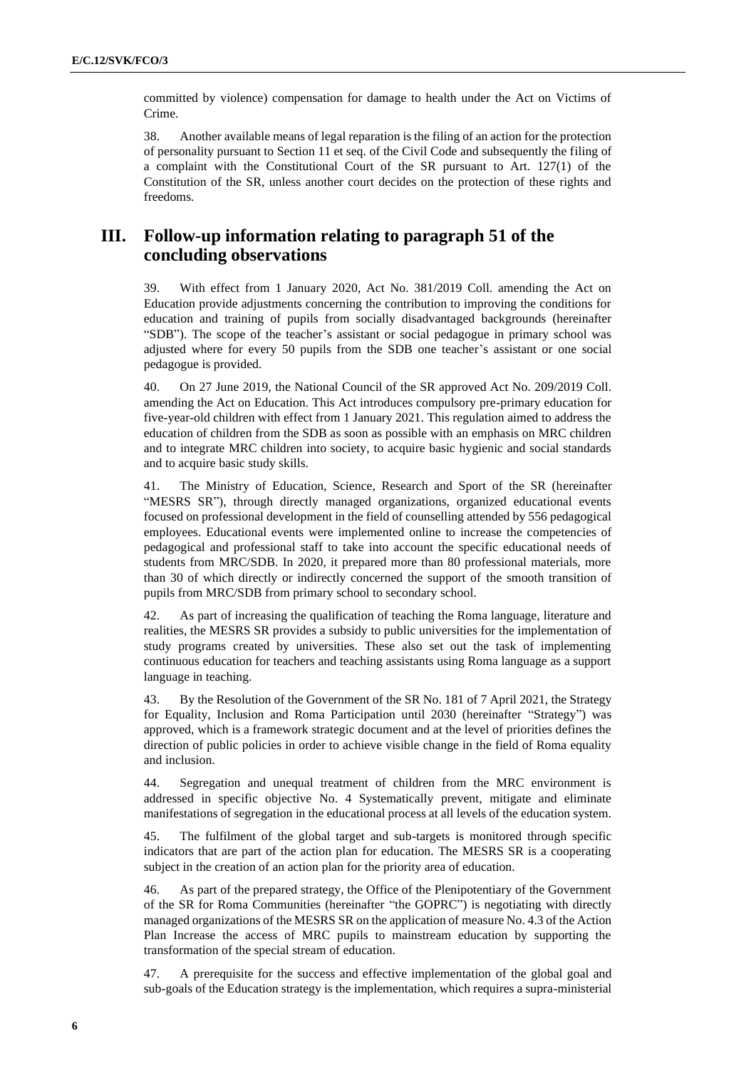committed by violence) compensation for damage to health under the Act on Victims of Crime.

38. Another available means of legal reparation is the filing of an action for the protection of personality pursuant to Section 11 et seq. of the Civil Code and subsequently the filing of a complaint with the Constitutional Court of the SR pursuant to Art. 127(1) of the Constitution of the SR, unless another court decides on the protection of these rights and freedoms.

## III. Follow-up information relating to paragraph 51 of the concluding observations

39. With effect from 1 January 2020, Act No. 381/2019 Coll. amending the Act on Education provide adjustments concerning the contribution to improving the conditions for education and training of pupils from socially disadvantaged backgrounds (hereinafter "SDB"). The scope of the teacher's assistant or social pedagogue in primary school was adjusted where for every 50 pupils from the SDB one teacher's assistant or one social pedagogue is provided.

40. On 27 June 2019, the National Council of the SR approved Act No. 209/2019 Coll. amending the Act on Education. This Act introduces compulsory pre-primary education for five-year-old children with effect from 1 January 2021. This regulation aimed to address the education of children from the SDB as soon as possible with an emphasis on MRC children and to integrate MRC children into society, to acquire basic hygienic and social standards and to acquire basic study skills.

41. The Ministry of Education, Science, Research and Sport of the SR (hereinafter "MESRS SR"), through directly managed organizations, organized educational events focused on professional development in the field of counselling attended by 556 pedagogical employees. Educational events were implemented online to increase the competencies of pedagogical and professional staff to take into account the specific educational needs of students from MRC/SDB. In 2020, it prepared more than 80 professional materials, more than 30 of which directly or indirectly concerned the support of the smooth transition of pupils from MRC/SDB from primary school to secondary school.

42. As part of increasing the qualification of teaching the Roma language, literature and realities, the MESRS SR provides a subsidy to public universities for the implementation of study programs created by universities. These also set out the task of implementing continuous education for teachers and teaching assistants using Roma language as a support language in teaching.

43. By the Resolution of the Government of the SR No. 181 of 7 April 2021, the Strategy for Equality, Inclusion and Roma Participation until 2030 (hereinafter "Strategy") was approved, which is a framework strategic document and at the level of priorities defines the direction of public policies in order to achieve visible change in the field of Roma equality and inclusion.

44. Segregation and unequal treatment of children from the MRC environment is addressed in specific objective No. 4 Systematically prevent, mitigate and eliminate manifestations of segregation in the educational process at all levels of the education system.

45. The fulfilment of the global target and sub-targets is monitored through specific indicators that are part of the action plan for education. The MESRS SR is a cooperating subject in the creation of an action plan for the priority area of education.

46. As part of the prepared strategy, the Office of the Plenipotentiary of the Government of the SR for Roma Communities (hereinafter "the GOPRC") is negotiating with directly managed organizations of the MESRS SR on the application of measure No. 4.3 of the Action Plan Increase the access of MRC pupils to mainstream education by supporting the transformation of the special stream of education.

47. A prerequisite for the success and effective implementation of the global goal and sub-goals of the Education strategy is the implementation, which requires a supra-ministerial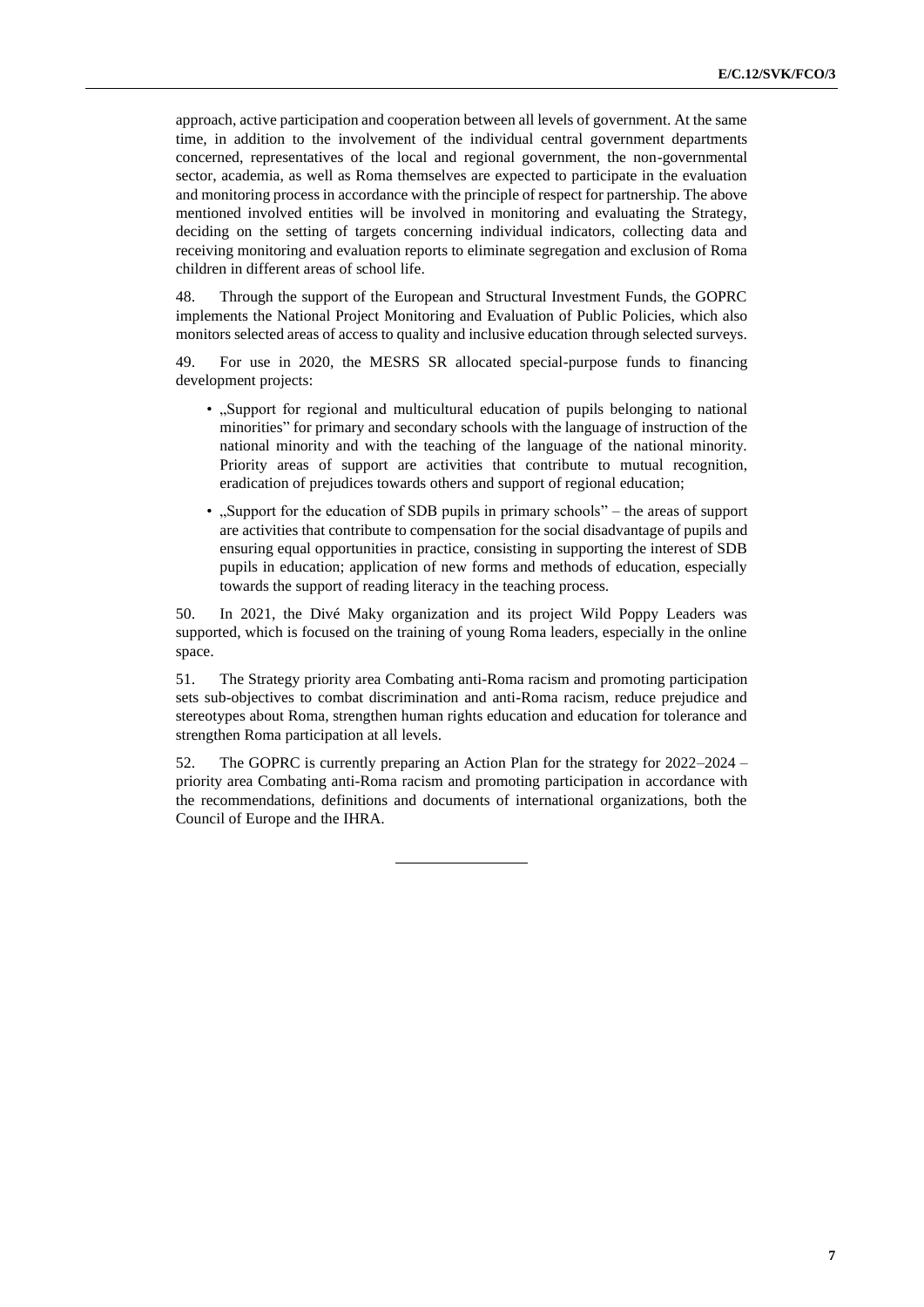approach, active participation and cooperation between all levels of government. At the same time, in addition to the involvement of the individual central government departments concerned, representatives of the local and regional government, the non-governmental sector, academia, as well as Roma themselves are expected to participate in the evaluation and monitoring process in accordance with the principle of respect for partnership. The above mentioned involved entities will be involved in monitoring and evaluating the Strategy, deciding on the setting of targets concerning individual indicators, collecting data and receiving monitoring and evaluation reports to eliminate segregation and exclusion of Roma children in different areas of school life.

48. Through the support of the European and Structural Investment Funds, the GOPRC implements the National Project Monitoring and Evaluation of Public Policies, which also monitors selected areas of access to quality and inclusive education through selected surveys.

49. For use in 2020, the MESRS SR allocated special-purpose funds to financing development projects:

- „Support for regional and multicultural education of pupils belonging to national minorities" for primary and secondary schools with the language of instruction of the national minority and with the teaching of the language of the national minority. Priority areas of support are activities that contribute to mutual recognition, eradication of prejudices towards others and support of regional education;
- „Support for the education of SDB pupils in primary schools" – the areas of support are activities that contribute to compensation for the social disadvantage of pupils and ensuring equal opportunities in practice, consisting in supporting the interest of SDB pupils in education; application of new forms and methods of education, especially towards the support of reading literacy in the teaching process.

50. In 2021, the Divé Maky organization and its project Wild Poppy Leaders was supported, which is focused on the training of young Roma leaders, especially in the online space.

51. The Strategy priority area Combating anti-Roma racism and promoting participation sets sub-objectives to combat discrimination and anti-Roma racism, reduce prejudice and stereotypes about Roma, strengthen human rights education and education for tolerance and strengthen Roma participation at all levels.

52. The GOPRC is currently preparing an Action Plan for the strategy for 2022–2024 – priority area Combating anti-Roma racism and promoting participation in accordance with the recommendations, definitions and documents of international organizations, both the Council of Europe and the IHRA.